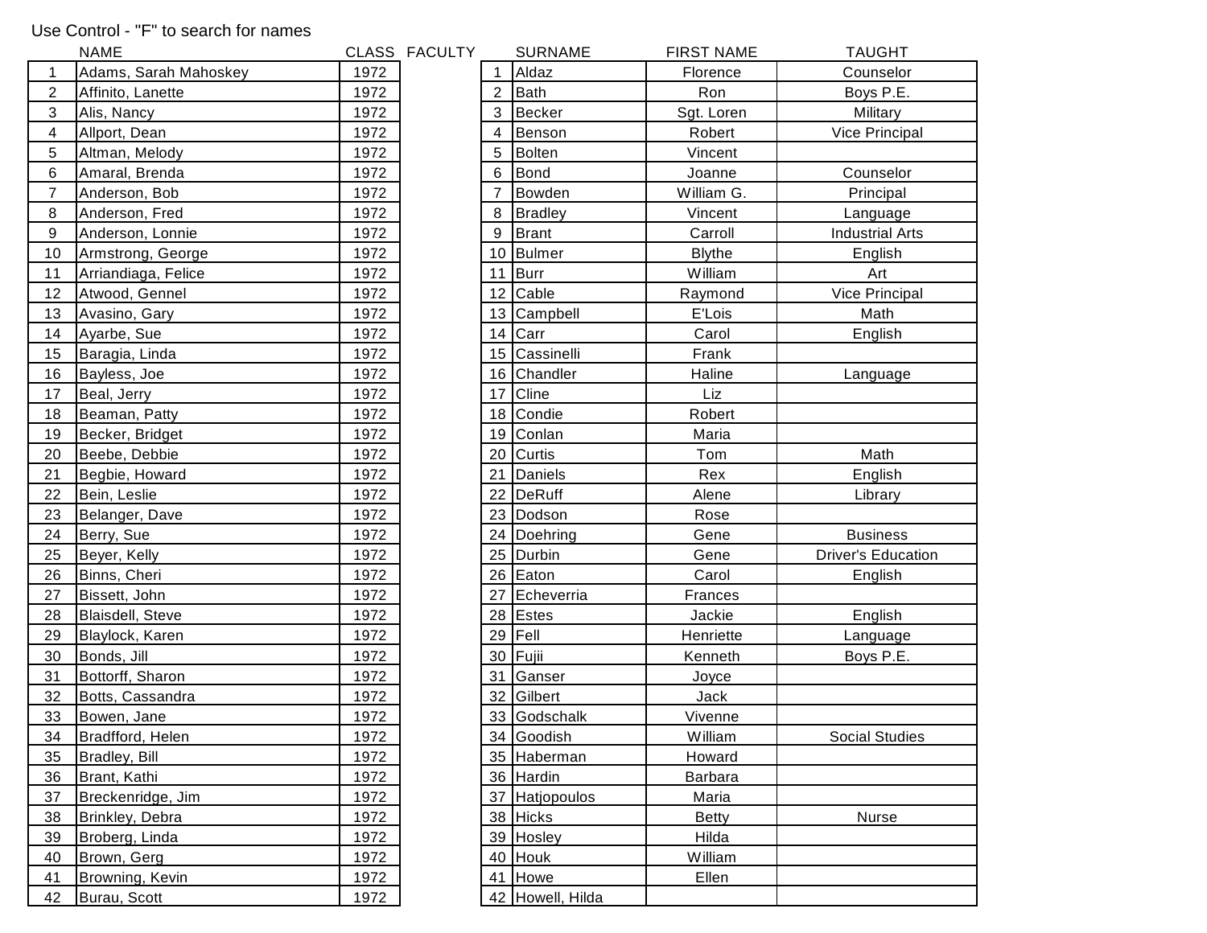Use Control - "F" to search for names

| | NAME | CLASS | FACULTY |
|---|---|---|---|
| 1 | Adams, Sarah Mahoskey | 1972 | |
| 2 | Affinito, Lanette | 1972 | |
| 3 | Alis, Nancy | 1972 | |
| 4 | Allport, Dean | 1972 | |
| 5 | Altman, Melody | 1972 | |
| 6 | Amaral, Brenda | 1972 | |
| 7 | Anderson, Bob | 1972 | |
| 8 | Anderson, Fred | 1972 | |
| 9 | Anderson, Lonnie | 1972 | |
| 10 | Armstrong, George | 1972 | |
| 11 | Arriandiaga, Felice | 1972 | |
| 12 | Atwood, Gennel | 1972 | |
| 13 | Avasino, Gary | 1972 | |
| 14 | Ayarbe, Sue | 1972 | |
| 15 | Baragia, Linda | 1972 | |
| 16 | Bayless, Joe | 1972 | |
| 17 | Beal, Jerry | 1972 | |
| 18 | Beaman, Patty | 1972 | |
| 19 | Becker, Bridget | 1972 | |
| 20 | Beebe, Debbie | 1972 | |
| 21 | Begbie, Howard | 1972 | |
| 22 | Bein, Leslie | 1972 | |
| 23 | Belanger, Dave | 1972 | |
| 24 | Berry, Sue | 1972 | |
| 25 | Beyer, Kelly | 1972 | |
| 26 | Binns, Cheri | 1972 | |
| 27 | Bissett, John | 1972 | |
| 28 | Blaisdell, Steve | 1972 | |
| 29 | Blaylock, Karen | 1972 | |
| 30 | Bonds, Jill | 1972 | |
| 31 | Bottorff, Sharon | 1972 | |
| 32 | Botts, Cassandra | 1972 | |
| 33 | Bowen, Jane | 1972 | |
| 34 | Bradfford, Helen | 1972 | |
| 35 | Bradley, Bill | 1972 | |
| 36 | Brant, Kathi | 1972 | |
| 37 | Breckenridge, Jim | 1972 | |
| 38 | Brinkley, Debra | 1972 | |
| 39 | Broberg, Linda | 1972 | |
| 40 | Brown, Gerg | 1972 | |
| 41 | Browning, Kevin | 1972 | |
| 42 | Burau, Scott | 1972 | |

| | SURNAME | FIRST NAME | TAUGHT |
|---|---|---|---|
| 1 | Aldaz | Florence | Counselor |
| 2 | Bath | Ron | Boys P.E. |
| 3 | Becker | Sgt. Loren | Military |
| 4 | Benson | Robert | Vice Principal |
| 5 | Bolten | Vincent | |
| 6 | Bond | Joanne | Counselor |
| 7 | Bowden | William G. | Principal |
| 8 | Bradley | Vincent | Language |
| 9 | Brant | Carroll | Industrial Arts |
| 10 | Bulmer | Blythe | English |
| 11 | Burr | William | Art |
| 12 | Cable | Raymond | Vice Principal |
| 13 | Campbell | E'Lois | Math |
| 14 | Carr | Carol | English |
| 15 | Cassinelli | Frank | |
| 16 | Chandler | Haline | Language |
| 17 | Cline | Liz | |
| 18 | Condie | Robert | |
| 19 | Conlan | Maria | |
| 20 | Curtis | Tom | Math |
| 21 | Daniels | Rex | English |
| 22 | DeRuff | Alene | Library |
| 23 | Dodson | Rose | |
| 24 | Doehring | Gene | Business |
| 25 | Durbin | Gene | Driver's Education |
| 26 | Eaton | Carol | English |
| 27 | Echeverria | Frances | |
| 28 | Estes | Jackie | English |
| 29 | Fell | Henriette | Language |
| 30 | Fujii | Kenneth | Boys P.E. |
| 31 | Ganser | Joyce | |
| 32 | Gilbert | Jack | |
| 33 | Godschalk | Vivenne | |
| 34 | Goodish | William | Social Studies |
| 35 | Haberman | Howard | |
| 36 | Hardin | Barbara | |
| 37 | Hatjopoulos | Maria | |
| 38 | Hicks | Betty | Nurse |
| 39 | Hosley | Hilda | |
| 40 | Houk | William | |
| 41 | Howe | Ellen | |
| 42 | Howell, Hilda | | |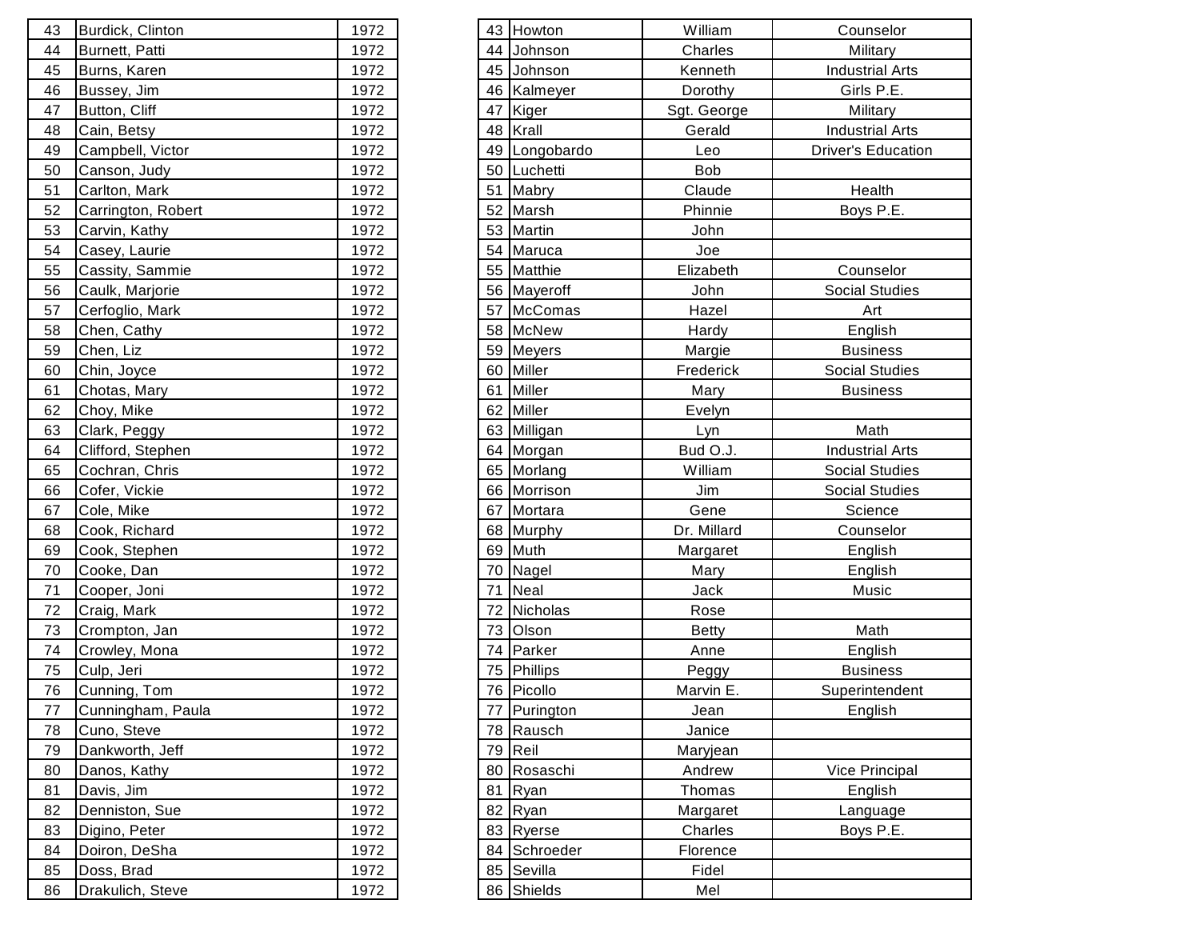| 43 | Burdick, Clinton | 1972 |
|---|---|---|
| 44 | Burnett, Patti | 1972 |
| 45 | Burns, Karen | 1972 |
| 46 | Bussey, Jim | 1972 |
| 47 | Button, Cliff | 1972 |
| 48 | Cain, Betsy | 1972 |
| 49 | Campbell, Victor | 1972 |
| 50 | Canson, Judy | 1972 |
| 51 | Carlton, Mark | 1972 |
| 52 | Carrington, Robert | 1972 |
| 53 | Carvin, Kathy | 1972 |
| 54 | Casey, Laurie | 1972 |
| 55 | Cassity, Sammie | 1972 |
| 56 | Caulk, Marjorie | 1972 |
| 57 | Cerfoglio, Mark | 1972 |
| 58 | Chen, Cathy | 1972 |
| 59 | Chen, Liz | 1972 |
| 60 | Chin, Joyce | 1972 |
| 61 | Chotas, Mary | 1972 |
| 62 | Choy, Mike | 1972 |
| 63 | Clark, Peggy | 1972 |
| 64 | Clifford, Stephen | 1972 |
| 65 | Cochran, Chris | 1972 |
| 66 | Cofer, Vickie | 1972 |
| 67 | Cole, Mike | 1972 |
| 68 | Cook, Richard | 1972 |
| 69 | Cook, Stephen | 1972 |
| 70 | Cooke, Dan | 1972 |
| 71 | Cooper, Joni | 1972 |
| 72 | Craig, Mark | 1972 |
| 73 | Crompton, Jan | 1972 |
| 74 | Crowley, Mona | 1972 |
| 75 | Culp, Jeri | 1972 |
| 76 | Cunning, Tom | 1972 |
| 77 | Cunningham, Paula | 1972 |
| 78 | Cuno, Steve | 1972 |
| 79 | Dankworth, Jeff | 1972 |
| 80 | Danos, Kathy | 1972 |
| 81 | Davis, Jim | 1972 |
| 82 | Denniston, Sue | 1972 |
| 83 | Digino, Peter | 1972 |
| 84 | Doiron, DeSha | 1972 |
| 85 | Doss, Brad | 1972 |
| 86 | Drakulich, Steve | 1972 |

| 43 | Howton | William | Counselor |
|---|---|---|---|
| 44 | Johnson | Charles | Military |
| 45 | Johnson | Kenneth | Industrial Arts |
| 46 | Kalmeyer | Dorothy | Girls P.E. |
| 47 | Kiger | Sgt. George | Military |
| 48 | Krall | Gerald | Industrial Arts |
| 49 | Longobardo | Leo | Driver's Education |
| 50 | Luchetti | Bob | |
| 51 | Mabry | Claude | Health |
| 52 | Marsh | Phinnie | Boys P.E. |
| 53 | Martin | John | |
| 54 | Maruca | Joe | |
| 55 | Matthie | Elizabeth | Counselor |
| 56 | Mayeroff | John | Social Studies |
| 57 | McComas | Hazel | Art |
| 58 | McNew | Hardy | English |
| 59 | Meyers | Margie | Business |
| 60 | Miller | Frederick | Social Studies |
| 61 | Miller | Mary | Business |
| 62 | Miller | Evelyn | |
| 63 | Milligan | Lyn | Math |
| 64 | Morgan | Bud O.J. | Industrial Arts |
| 65 | Morlang | William | Social Studies |
| 66 | Morrison | Jim | Social Studies |
| 67 | Mortara | Gene | Science |
| 68 | Murphy | Dr. Millard | Counselor |
| 69 | Muth | Margaret | English |
| 70 | Nagel | Mary | English |
| 71 | Neal | Jack | Music |
| 72 | Nicholas | Rose | |
| 73 | Olson | Betty | Math |
| 74 | Parker | Anne | English |
| 75 | Phillips | Peggy | Business |
| 76 | Picollo | Marvin E. | Superintendent |
| 77 | Purington | Jean | English |
| 78 | Rausch | Janice | |
| 79 | Reil | Maryjean | |
| 80 | Rosaschi | Andrew | Vice Principal |
| 81 | Ryan | Thomas | English |
| 82 | Ryan | Margaret | Language |
| 83 | Ryerse | Charles | Boys P.E. |
| 84 | Schroeder | Florence | |
| 85 | Sevilla | Fidel | |
| 86 | Shields | Mel | |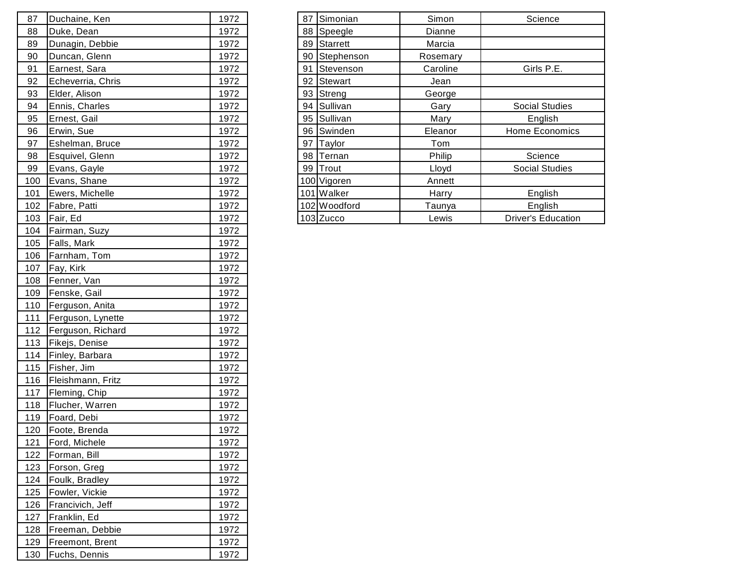| | | |
|---|---|---|
| 87 | Duchaine, Ken | 1972 |
| 88 | Duke, Dean | 1972 |
| 89 | Dunagin, Debbie | 1972 |
| 90 | Duncan, Glenn | 1972 |
| 91 | Earnest, Sara | 1972 |
| 92 | Echeverria, Chris | 1972 |
| 93 | Elder, Alison | 1972 |
| 94 | Ennis, Charles | 1972 |
| 95 | Ernest, Gail | 1972 |
| 96 | Erwin, Sue | 1972 |
| 97 | Eshelman, Bruce | 1972 |
| 98 | Esquivel, Glenn | 1972 |
| 99 | Evans, Gayle | 1972 |
| 100 | Evans, Shane | 1972 |
| 101 | Ewers, Michelle | 1972 |
| 102 | Fabre, Patti | 1972 |
| 103 | Fair, Ed | 1972 |
| 104 | Fairman, Suzy | 1972 |
| 105 | Falls, Mark | 1972 |
| 106 | Farnham, Tom | 1972 |
| 107 | Fay, Kirk | 1972 |
| 108 | Fenner, Van | 1972 |
| 109 | Fenske, Gail | 1972 |
| 110 | Ferguson, Anita | 1972 |
| 111 | Ferguson, Lynette | 1972 |
| 112 | Ferguson, Richard | 1972 |
| 113 | Fikejs, Denise | 1972 |
| 114 | Finley, Barbara | 1972 |
| 115 | Fisher, Jim | 1972 |
| 116 | Fleishmann, Fritz | 1972 |
| 117 | Fleming, Chip | 1972 |
| 118 | Flucher, Warren | 1972 |
| 119 | Foard, Debi | 1972 |
| 120 | Foote, Brenda | 1972 |
| 121 | Ford, Michele | 1972 |
| 122 | Forman, Bill | 1972 |
| 123 | Forson, Greg | 1972 |
| 124 | Foulk, Bradley | 1972 |
| 125 | Fowler, Vickie | 1972 |
| 126 | Francivich, Jeff | 1972 |
| 127 | Franklin, Ed | 1972 |
| 128 | Freeman, Debbie | 1972 |
| 129 | Freemont, Brent | 1972 |
| 130 | Fuchs, Dennis | 1972 |

| | | | |
|---|---|---|---|
| 87 | Simonian | Simon | Science |
| 88 | Speegle | Dianne | |
| 89 | Starrett | Marcia | |
| 90 | Stephenson | Rosemary | |
| 91 | Stevenson | Caroline | Girls P.E. |
| 92 | Stewart | Jean | |
| 93 | Streng | George | |
| 94 | Sullivan | Gary | Social Studies |
| 95 | Sullivan | Mary | English |
| 96 | Swinden | Eleanor | Home Economics |
| 97 | Taylor | Tom | |
| 98 | Ternan | Philip | Science |
| 99 | Trout | Lloyd | Social Studies |
| 100 | Vigoren | Annett | |
| 101 | Walker | Harry | English |
| 102 | Woodford | Taunya | English |
| 103 | Zucco | Lewis | Driver's Education |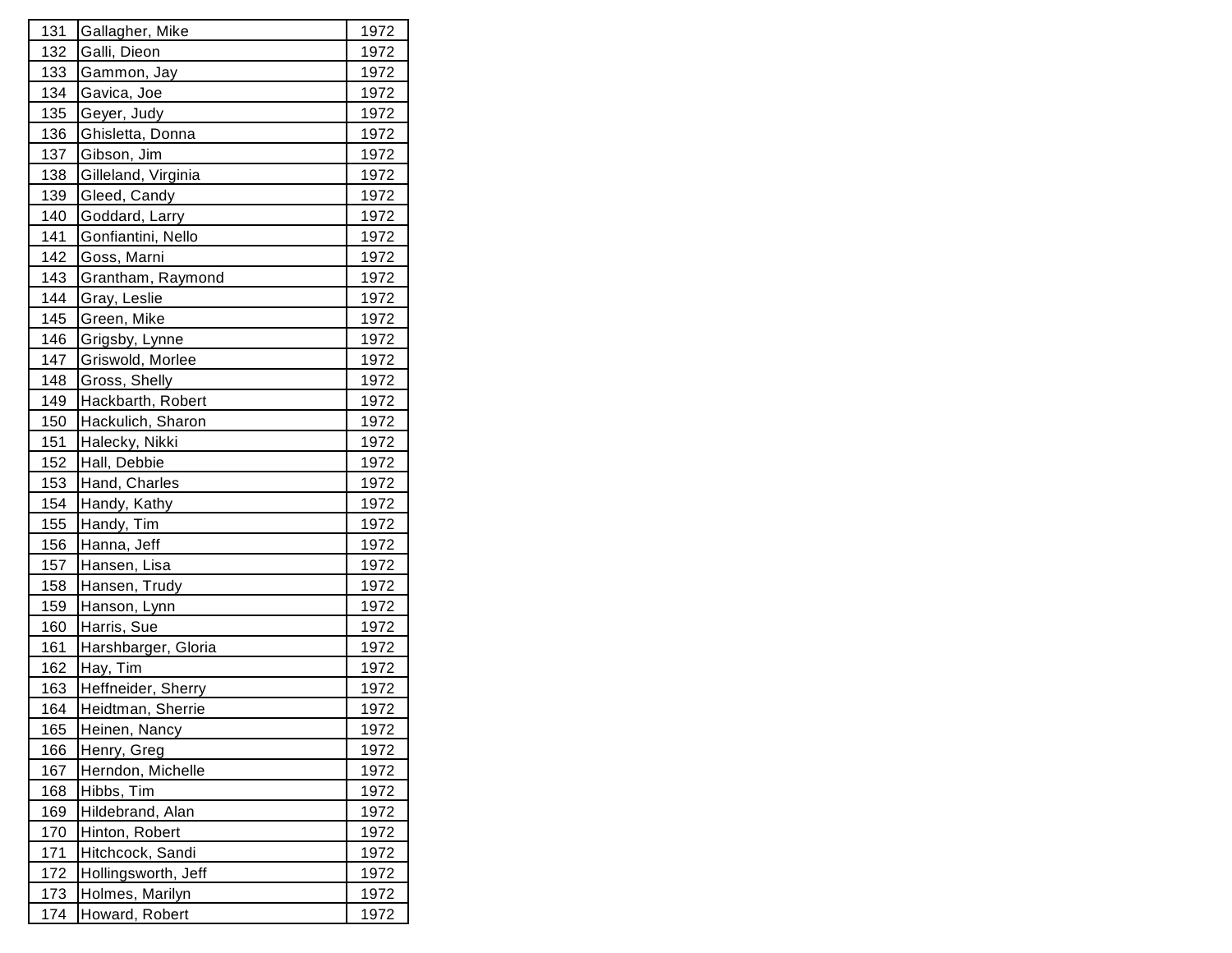| | | |
|---|---|---|
| 131 | Gallagher, Mike | 1972 |
| 132 | Galli, Dieon | 1972 |
| 133 | Gammon, Jay | 1972 |
| 134 | Gavica, Joe | 1972 |
| 135 | Geyer, Judy | 1972 |
| 136 | Ghisletta, Donna | 1972 |
| 137 | Gibson, Jim | 1972 |
| 138 | Gilleland, Virginia | 1972 |
| 139 | Gleed, Candy | 1972 |
| 140 | Goddard, Larry | 1972 |
| 141 | Gonfiantini, Nello | 1972 |
| 142 | Goss, Marni | 1972 |
| 143 | Grantham, Raymond | 1972 |
| 144 | Gray, Leslie | 1972 |
| 145 | Green, Mike | 1972 |
| 146 | Grigsby, Lynne | 1972 |
| 147 | Griswold, Morlee | 1972 |
| 148 | Gross, Shelly | 1972 |
| 149 | Hackbarth, Robert | 1972 |
| 150 | Hackulich, Sharon | 1972 |
| 151 | Halecky, Nikki | 1972 |
| 152 | Hall, Debbie | 1972 |
| 153 | Hand, Charles | 1972 |
| 154 | Handy, Kathy | 1972 |
| 155 | Handy, Tim | 1972 |
| 156 | Hanna, Jeff | 1972 |
| 157 | Hansen, Lisa | 1972 |
| 158 | Hansen, Trudy | 1972 |
| 159 | Hanson, Lynn | 1972 |
| 160 | Harris, Sue | 1972 |
| 161 | Harshbarger, Gloria | 1972 |
| 162 | Hay, Tim | 1972 |
| 163 | Heffneider, Sherry | 1972 |
| 164 | Heidtman, Sherrie | 1972 |
| 165 | Heinen, Nancy | 1972 |
| 166 | Henry, Greg | 1972 |
| 167 | Herndon, Michelle | 1972 |
| 168 | Hibbs, Tim | 1972 |
| 169 | Hildebrand, Alan | 1972 |
| 170 | Hinton, Robert | 1972 |
| 171 | Hitchcock, Sandi | 1972 |
| 172 | Hollingsworth, Jeff | 1972 |
| 173 | Holmes, Marilyn | 1972 |
| 174 | Howard, Robert | 1972 |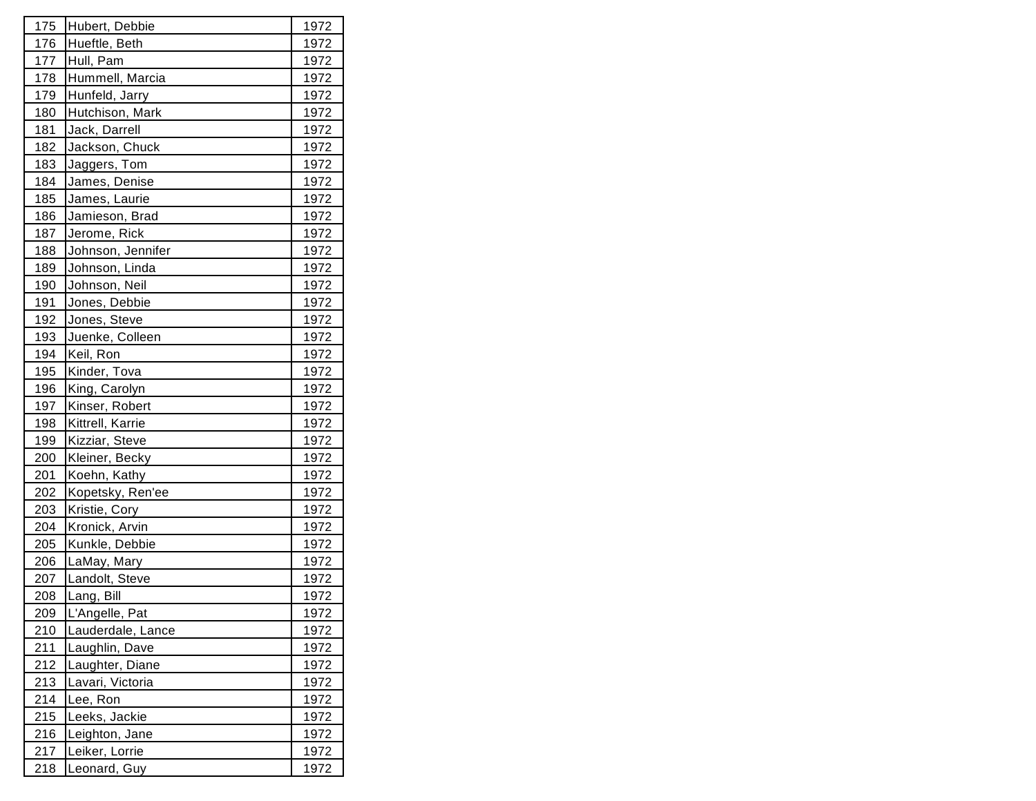| 175 | Hubert, Debbie | 1972 |
|---|---|---|
| 176 | Hueftle, Beth | 1972 |
| 177 | Hull, Pam | 1972 |
| 178 | Hummell, Marcia | 1972 |
| 179 | Hunfeld, Jarry | 1972 |
| 180 | Hutchison, Mark | 1972 |
| 181 | Jack, Darrell | 1972 |
| 182 | Jackson, Chuck | 1972 |
| 183 | Jaggers, Tom | 1972 |
| 184 | James, Denise | 1972 |
| 185 | James, Laurie | 1972 |
| 186 | Jamieson, Brad | 1972 |
| 187 | Jerome, Rick | 1972 |
| 188 | Johnson, Jennifer | 1972 |
| 189 | Johnson, Linda | 1972 |
| 190 | Johnson, Neil | 1972 |
| 191 | Jones, Debbie | 1972 |
| 192 | Jones, Steve | 1972 |
| 193 | Juenke, Colleen | 1972 |
| 194 | Keil, Ron | 1972 |
| 195 | Kinder, Tova | 1972 |
| 196 | King, Carolyn | 1972 |
| 197 | Kinser, Robert | 1972 |
| 198 | Kittrell, Karrie | 1972 |
| 199 | Kizziar, Steve | 1972 |
| 200 | Kleiner, Becky | 1972 |
| 201 | Koehn, Kathy | 1972 |
| 202 | Kopetsky, Ren'ee | 1972 |
| 203 | Kristie, Cory | 1972 |
| 204 | Kronick, Arvin | 1972 |
| 205 | Kunkle, Debbie | 1972 |
| 206 | LaMay, Mary | 1972 |
| 207 | Landolt, Steve | 1972 |
| 208 | Lang, Bill | 1972 |
| 209 | L'Angelle, Pat | 1972 |
| 210 | Lauderdale, Lance | 1972 |
| 211 | Laughlin, Dave | 1972 |
| 212 | Laughter, Diane | 1972 |
| 213 | Lavari, Victoria | 1972 |
| 214 | Lee, Ron | 1972 |
| 215 | Leeks, Jackie | 1972 |
| 216 | Leighton, Jane | 1972 |
| 217 | Leiker, Lorrie | 1972 |
| 218 | Leonard, Guy | 1972 |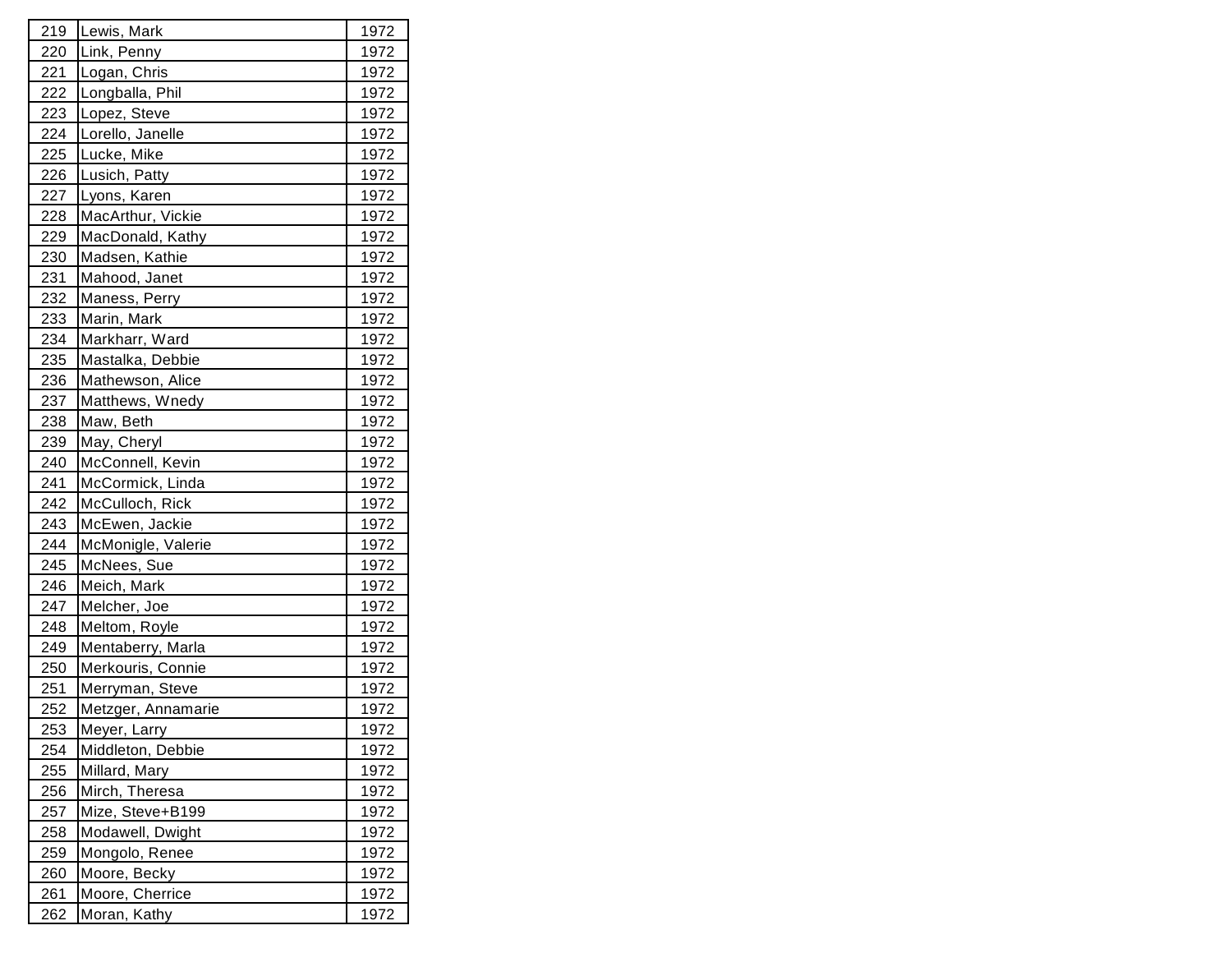| 219 | Lewis, Mark | 1972 |
|---|---|---|
| 220 | Link, Penny | 1972 |
| 221 | Logan, Chris | 1972 |
| 222 | Longballa, Phil | 1972 |
| 223 | Lopez, Steve | 1972 |
| 224 | Lorello, Janelle | 1972 |
| 225 | Lucke, Mike | 1972 |
| 226 | Lusich, Patty | 1972 |
| 227 | Lyons, Karen | 1972 |
| 228 | MacArthur, Vickie | 1972 |
| 229 | MacDonald, Kathy | 1972 |
| 230 | Madsen, Kathie | 1972 |
| 231 | Mahood, Janet | 1972 |
| 232 | Maness, Perry | 1972 |
| 233 | Marin, Mark | 1972 |
| 234 | Markharr, Ward | 1972 |
| 235 | Mastalka, Debbie | 1972 |
| 236 | Mathewson, Alice | 1972 |
| 237 | Matthews, Wnedy | 1972 |
| 238 | Maw, Beth | 1972 |
| 239 | May, Cheryl | 1972 |
| 240 | McConnell, Kevin | 1972 |
| 241 | McCormick, Linda | 1972 |
| 242 | McCulloch, Rick | 1972 |
| 243 | McEwen, Jackie | 1972 |
| 244 | McMonigle, Valerie | 1972 |
| 245 | McNees, Sue | 1972 |
| 246 | Meich, Mark | 1972 |
| 247 | Melcher, Joe | 1972 |
| 248 | Meltom, Royle | 1972 |
| 249 | Mentaberry, Marla | 1972 |
| 250 | Merkouris, Connie | 1972 |
| 251 | Merryman, Steve | 1972 |
| 252 | Metzger, Annamarie | 1972 |
| 253 | Meyer, Larry | 1972 |
| 254 | Middleton, Debbie | 1972 |
| 255 | Millard, Mary | 1972 |
| 256 | Mirch, Theresa | 1972 |
| 257 | Mize, Steve+B199 | 1972 |
| 258 | Modawell, Dwight | 1972 |
| 259 | Mongolo, Renee | 1972 |
| 260 | Moore, Becky | 1972 |
| 261 | Moore, Cherrice | 1972 |
| 262 | Moran, Kathy | 1972 |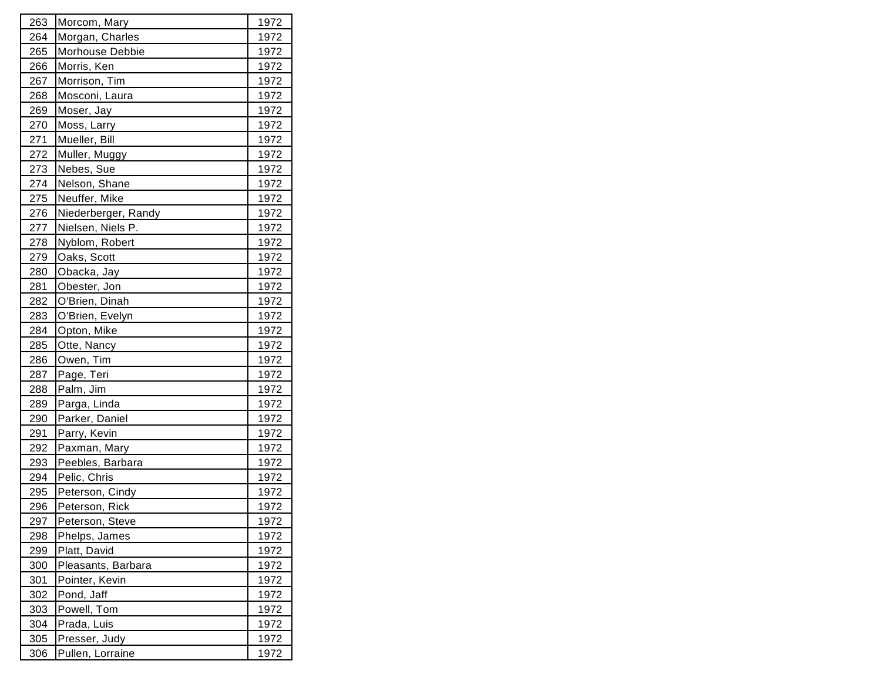| | | |
|---|---|---|
| 263 | Morcom, Mary | 1972 |
| 264 | Morgan, Charles | 1972 |
| 265 | Morhouse Debbie | 1972 |
| 266 | Morris, Ken | 1972 |
| 267 | Morrison, Tim | 1972 |
| 268 | Mosconi, Laura | 1972 |
| 269 | Moser, Jay | 1972 |
| 270 | Moss, Larry | 1972 |
| 271 | Mueller, Bill | 1972 |
| 272 | Muller, Muggy | 1972 |
| 273 | Nebes, Sue | 1972 |
| 274 | Nelson, Shane | 1972 |
| 275 | Neuffer, Mike | 1972 |
| 276 | Niederberger, Randy | 1972 |
| 277 | Nielsen, Niels P. | 1972 |
| 278 | Nyblom, Robert | 1972 |
| 279 | Oaks, Scott | 1972 |
| 280 | Obacka, Jay | 1972 |
| 281 | Obester, Jon | 1972 |
| 282 | O'Brien, Dinah | 1972 |
| 283 | O'Brien, Evelyn | 1972 |
| 284 | Opton, Mike | 1972 |
| 285 | Otte, Nancy | 1972 |
| 286 | Owen, Tim | 1972 |
| 287 | Page, Teri | 1972 |
| 288 | Palm, Jim | 1972 |
| 289 | Parga, Linda | 1972 |
| 290 | Parker, Daniel | 1972 |
| 291 | Parry, Kevin | 1972 |
| 292 | Paxman, Mary | 1972 |
| 293 | Peebles, Barbara | 1972 |
| 294 | Pelic, Chris | 1972 |
| 295 | Peterson, Cindy | 1972 |
| 296 | Peterson, Rick | 1972 |
| 297 | Peterson, Steve | 1972 |
| 298 | Phelps, James | 1972 |
| 299 | Platt, David | 1972 |
| 300 | Pleasants, Barbara | 1972 |
| 301 | Pointer, Kevin | 1972 |
| 302 | Pond, Jaff | 1972 |
| 303 | Powell, Tom | 1972 |
| 304 | Prada, Luis | 1972 |
| 305 | Presser, Judy | 1972 |
| 306 | Pullen, Lorraine | 1972 |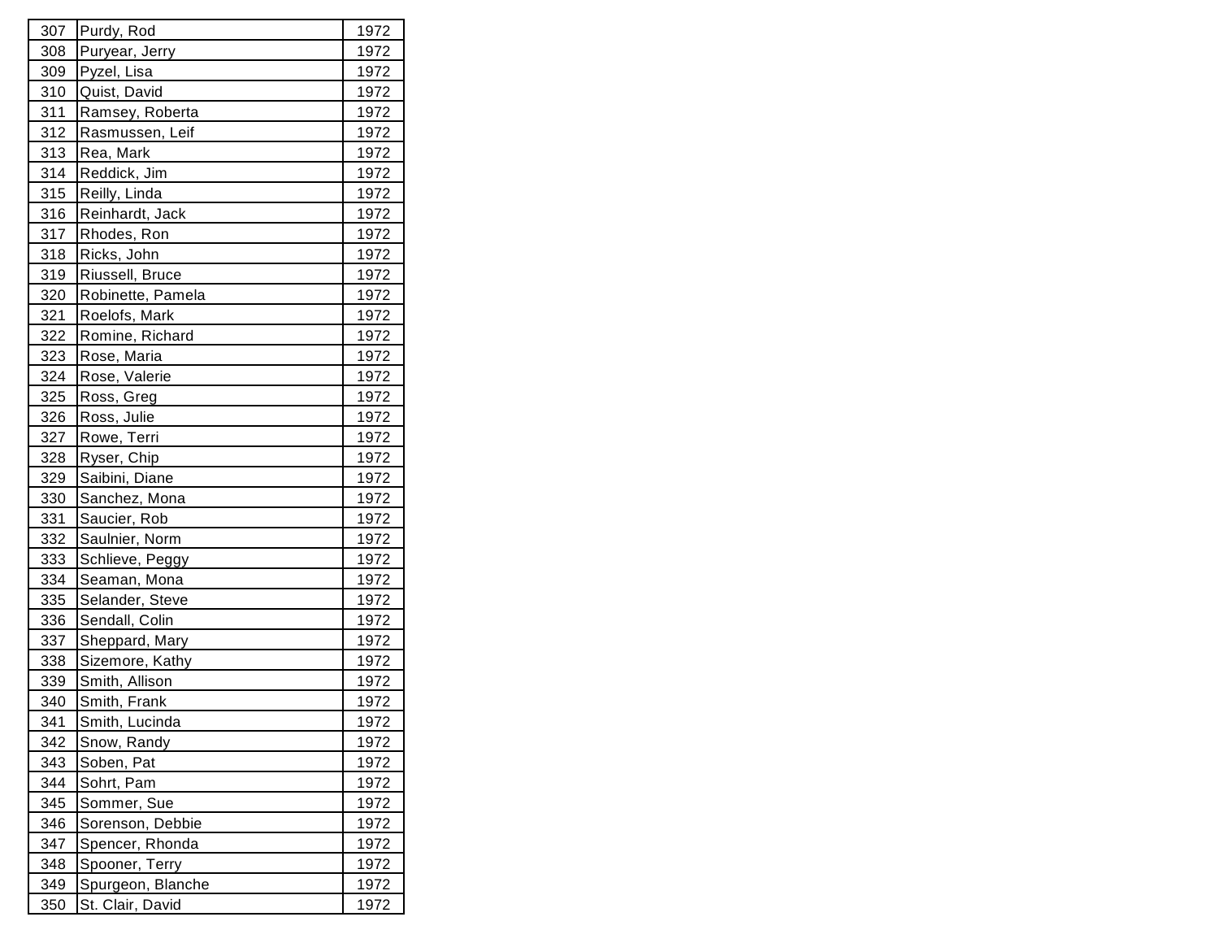| 307 | Purdy, Rod | 1972 |
|---|---|---|
| 308 | Puryear, Jerry | 1972 |
| 309 | Pyzel, Lisa | 1972 |
| 310 | Quist, David | 1972 |
| 311 | Ramsey, Roberta | 1972 |
| 312 | Rasmussen, Leif | 1972 |
| 313 | Rea, Mark | 1972 |
| 314 | Reddick, Jim | 1972 |
| 315 | Reilly, Linda | 1972 |
| 316 | Reinhardt, Jack | 1972 |
| 317 | Rhodes, Ron | 1972 |
| 318 | Ricks, John | 1972 |
| 319 | Riussell, Bruce | 1972 |
| 320 | Robinette, Pamela | 1972 |
| 321 | Roelofs, Mark | 1972 |
| 322 | Romine, Richard | 1972 |
| 323 | Rose, Maria | 1972 |
| 324 | Rose, Valerie | 1972 |
| 325 | Ross, Greg | 1972 |
| 326 | Ross, Julie | 1972 |
| 327 | Rowe, Terri | 1972 |
| 328 | Ryser, Chip | 1972 |
| 329 | Saibini, Diane | 1972 |
| 330 | Sanchez, Mona | 1972 |
| 331 | Saucier, Rob | 1972 |
| 332 | Saulnier, Norm | 1972 |
| 333 | Schlieve, Peggy | 1972 |
| 334 | Seaman, Mona | 1972 |
| 335 | Selander, Steve | 1972 |
| 336 | Sendall, Colin | 1972 |
| 337 | Sheppard, Mary | 1972 |
| 338 | Sizemore, Kathy | 1972 |
| 339 | Smith, Allison | 1972 |
| 340 | Smith, Frank | 1972 |
| 341 | Smith, Lucinda | 1972 |
| 342 | Snow, Randy | 1972 |
| 343 | Soben, Pat | 1972 |
| 344 | Sohrt, Pam | 1972 |
| 345 | Sommer, Sue | 1972 |
| 346 | Sorenson, Debbie | 1972 |
| 347 | Spencer, Rhonda | 1972 |
| 348 | Spooner, Terry | 1972 |
| 349 | Spurgeon, Blanche | 1972 |
| 350 | St. Clair, David | 1972 |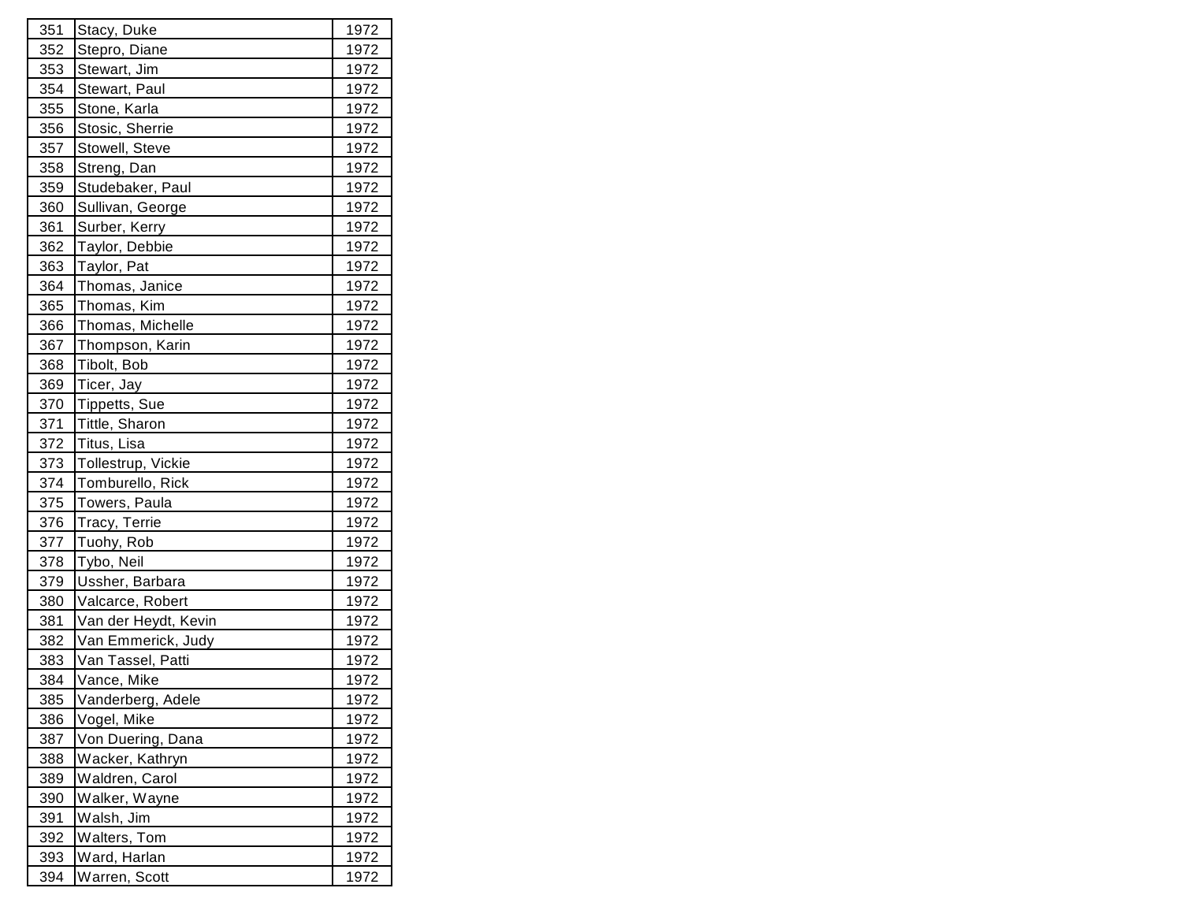| 351 | Stacy, Duke | 1972 |
|---|---|---|
| 352 | Stepro, Diane | 1972 |
| 353 | Stewart, Jim | 1972 |
| 354 | Stewart, Paul | 1972 |
| 355 | Stone, Karla | 1972 |
| 356 | Stosic, Sherrie | 1972 |
| 357 | Stowell, Steve | 1972 |
| 358 | Streng, Dan | 1972 |
| 359 | Studebaker, Paul | 1972 |
| 360 | Sullivan, George | 1972 |
| 361 | Surber, Kerry | 1972 |
| 362 | Taylor, Debbie | 1972 |
| 363 | Taylor, Pat | 1972 |
| 364 | Thomas, Janice | 1972 |
| 365 | Thomas, Kim | 1972 |
| 366 | Thomas, Michelle | 1972 |
| 367 | Thompson, Karin | 1972 |
| 368 | Tibolt, Bob | 1972 |
| 369 | Ticer, Jay | 1972 |
| 370 | Tippetts, Sue | 1972 |
| 371 | Tittle, Sharon | 1972 |
| 372 | Titus, Lisa | 1972 |
| 373 | Tollestrup, Vickie | 1972 |
| 374 | Tomburello, Rick | 1972 |
| 375 | Towers, Paula | 1972 |
| 376 | Tracy, Terrie | 1972 |
| 377 | Tuohy, Rob | 1972 |
| 378 | Tybo, Neil | 1972 |
| 379 | Ussher, Barbara | 1972 |
| 380 | Valcarce, Robert | 1972 |
| 381 | Van der Heydt, Kevin | 1972 |
| 382 | Van Emmerick, Judy | 1972 |
| 383 | Van Tassel, Patti | 1972 |
| 384 | Vance, Mike | 1972 |
| 385 | Vanderberg, Adele | 1972 |
| 386 | Vogel, Mike | 1972 |
| 387 | Von Duering, Dana | 1972 |
| 388 | Wacker, Kathryn | 1972 |
| 389 | Waldren, Carol | 1972 |
| 390 | Walker, Wayne | 1972 |
| 391 | Walsh, Jim | 1972 |
| 392 | Walters, Tom | 1972 |
| 393 | Ward, Harlan | 1972 |
| 394 | Warren, Scott | 1972 |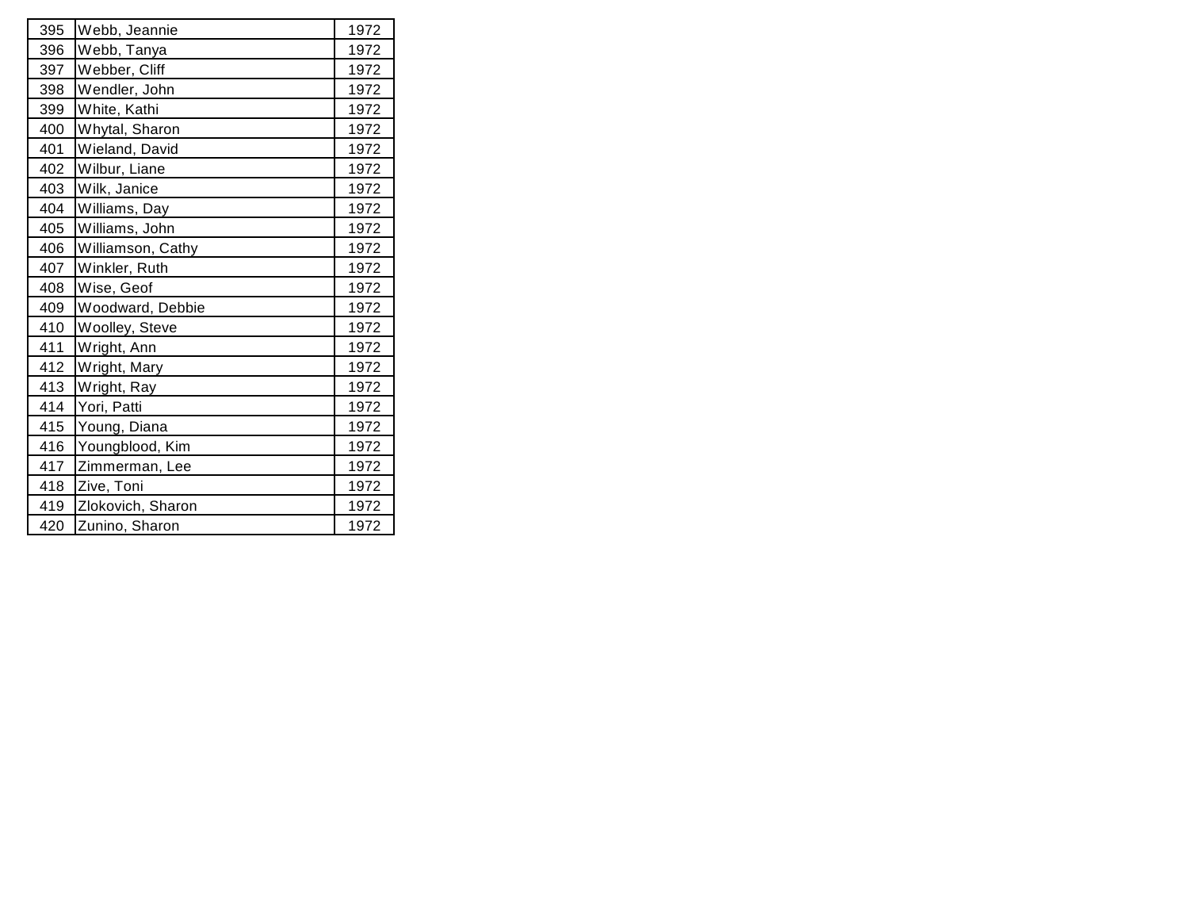| | | |
|---|---|---|
| 395 | Webb, Jeannie | 1972 |
| 396 | Webb, Tanya | 1972 |
| 397 | Webber, Cliff | 1972 |
| 398 | Wendler, John | 1972 |
| 399 | White, Kathi | 1972 |
| 400 | Whytal, Sharon | 1972 |
| 401 | Wieland, David | 1972 |
| 402 | Wilbur, Liane | 1972 |
| 403 | Wilk, Janice | 1972 |
| 404 | Williams, Day | 1972 |
| 405 | Williams, John | 1972 |
| 406 | Williamson, Cathy | 1972 |
| 407 | Winkler, Ruth | 1972 |
| 408 | Wise, Geof | 1972 |
| 409 | Woodward, Debbie | 1972 |
| 410 | Woolley, Steve | 1972 |
| 411 | Wright, Ann | 1972 |
| 412 | Wright, Mary | 1972 |
| 413 | Wright, Ray | 1972 |
| 414 | Yori, Patti | 1972 |
| 415 | Young, Diana | 1972 |
| 416 | Youngblood, Kim | 1972 |
| 417 | Zimmerman, Lee | 1972 |
| 418 | Zive, Toni | 1972 |
| 419 | Zlokovich, Sharon | 1972 |
| 420 | Zunino, Sharon | 1972 |